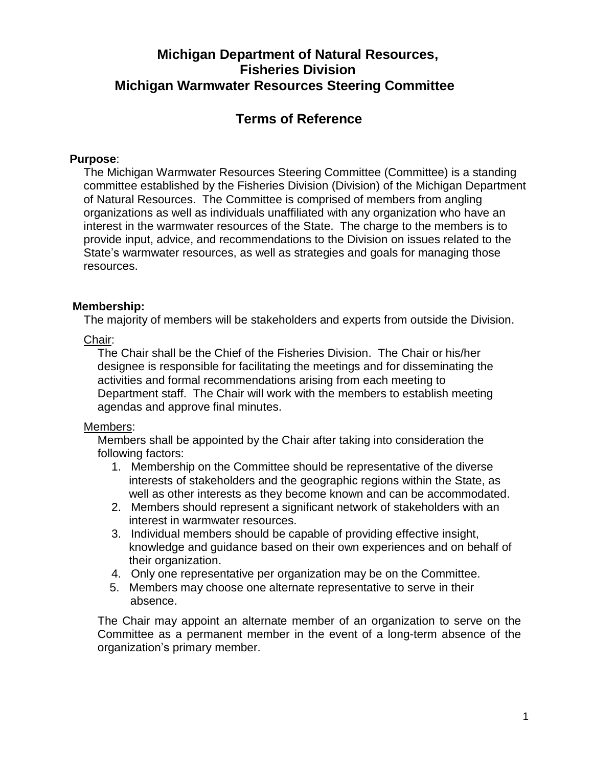# Michigan Department of Natural Resources, Fisheries Division
# Michigan Warmwater Resources Steering Committee

## Terms of Reference

**Purpose**:

The Michigan Warmwater Resources Steering Committee (Committee) is a standing committee established by the Fisheries Division (Division) of the Michigan Department of Natural Resources. The Committee is comprised of members from angling organizations as well as individuals unaffiliated with any organization who have an interest in the warmwater resources of the State. The charge to the members is to provide input, advice, and recommendations to the Division on issues related to the State's warmwater resources, as well as strategies and goals for managing those resources.

**Membership:**

The majority of members will be stakeholders and experts from outside the Division.

Chair:

The Chair shall be the Chief of the Fisheries Division. The Chair or his/her designee is responsible for facilitating the meetings and for disseminating the activities and formal recommendations arising from each meeting to Department staff. The Chair will work with the members to establish meeting agendas and approve final minutes.

Members:

Members shall be appointed by the Chair after taking into consideration the following factors:

1. Membership on the Committee should be representative of the diverse interests of stakeholders and the geographic regions within the State, as well as other interests as they become known and can be accommodated.
2. Members should represent a significant network of stakeholders with an interest in warmwater resources.
3. Individual members should be capable of providing effective insight, knowledge and guidance based on their own experiences and on behalf of their organization.
4. Only one representative per organization may be on the Committee.
5. Members may choose one alternate representative to serve in their absence.

The Chair may appoint an alternate member of an organization to serve on the Committee as a permanent member in the event of a long-term absence of the organization's primary member.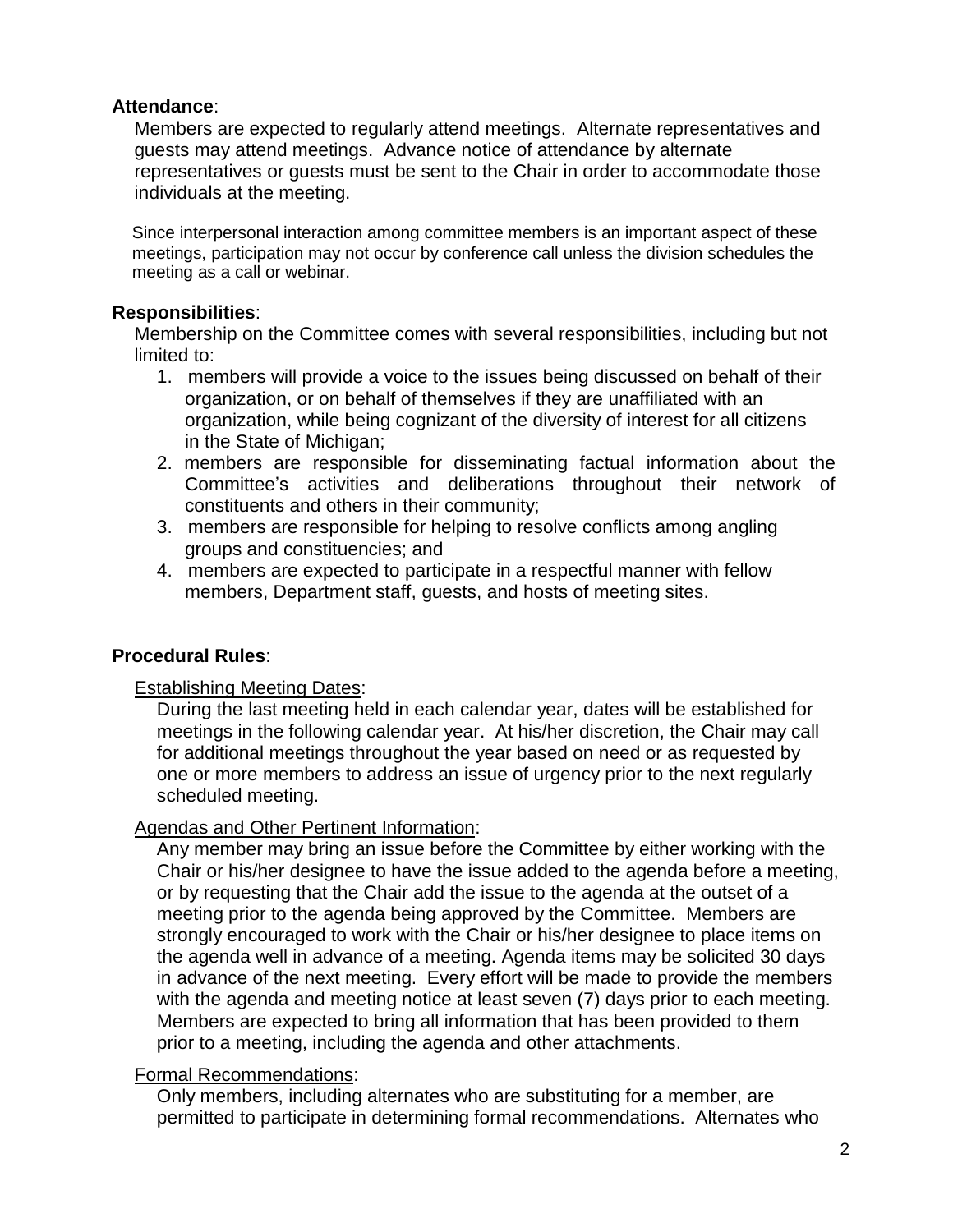**Attendance**:

Members are expected to regularly attend meetings. Alternate representatives and guests may attend meetings. Advance notice of attendance by alternate representatives or guests must be sent to the Chair in order to accommodate those individuals at the meeting.

Since interpersonal interaction among committee members is an important aspect of these meetings, participation may not occur by conference call unless the division schedules the meeting as a call or webinar.

**Responsibilities**:

Membership on the Committee comes with several responsibilities, including but not limited to:

1. members will provide a voice to the issues being discussed on behalf of their organization, or on behalf of themselves if they are unaffiliated with an organization, while being cognizant of the diversity of interest for all citizens in the State of Michigan;
2. members are responsible for disseminating factual information about the Committee's activities and deliberations throughout their network of constituents and others in their community;
3. members are responsible for helping to resolve conflicts among angling groups and constituencies; and
4. members are expected to participate in a respectful manner with fellow members, Department staff, guests, and hosts of meeting sites.

**Procedural Rules**:

<u>Establishing Meeting Dates</u>:

During the last meeting held in each calendar year, dates will be established for meetings in the following calendar year. At his/her discretion, the Chair may call for additional meetings throughout the year based on need or as requested by one or more members to address an issue of urgency prior to the next regularly scheduled meeting.

<u>Agendas and Other Pertinent Information</u>:

Any member may bring an issue before the Committee by either working with the Chair or his/her designee to have the issue added to the agenda before a meeting, or by requesting that the Chair add the issue to the agenda at the outset of a meeting prior to the agenda being approved by the Committee. Members are strongly encouraged to work with the Chair or his/her designee to place items on the agenda well in advance of a meeting. Agenda items may be solicited 30 days in advance of the next meeting. Every effort will be made to provide the members with the agenda and meeting notice at least seven (7) days prior to each meeting. Members are expected to bring all information that has been provided to them prior to a meeting, including the agenda and other attachments.

<u>Formal Recommendations</u>:

Only members, including alternates who are substituting for a member, are permitted to participate in determining formal recommendations. Alternates who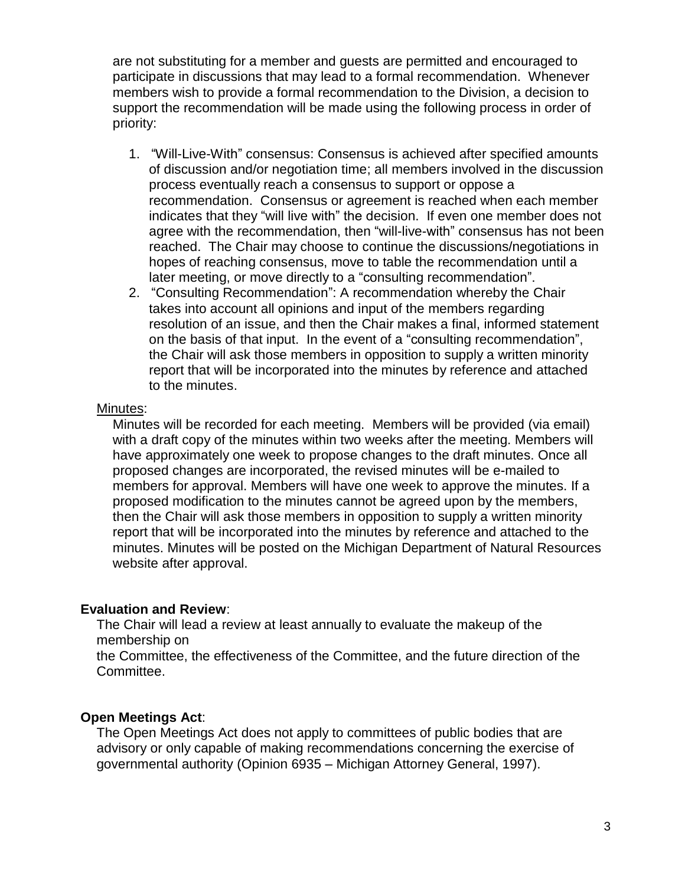are not substituting for a member and guests are permitted and encouraged to participate in discussions that may lead to a formal recommendation. Whenever members wish to provide a formal recommendation to the Division, a decision to support the recommendation will be made using the following process in order of priority:

1. "Will-Live-With" consensus: Consensus is achieved after specified amounts of discussion and/or negotiation time; all members involved in the discussion process eventually reach a consensus to support or oppose a recommendation. Consensus or agreement is reached when each member indicates that they "will live with" the decision. If even one member does not agree with the recommendation, then "will-live-with" consensus has not been reached. The Chair may choose to continue the discussions/negotiations in hopes of reaching consensus, move to table the recommendation until a later meeting, or move directly to a "consulting recommendation".
2. "Consulting Recommendation": A recommendation whereby the Chair takes into account all opinions and input of the members regarding resolution of an issue, and then the Chair makes a final, informed statement on the basis of that input. In the event of a "consulting recommendation", the Chair will ask those members in opposition to supply a written minority report that will be incorporated into the minutes by reference and attached to the minutes.

<u>Minutes</u>:

Minutes will be recorded for each meeting. Members will be provided (via email) with a draft copy of the minutes within two weeks after the meeting. Members will have approximately one week to propose changes to the draft minutes. Once all proposed changes are incorporated, the revised minutes will be e-mailed to members for approval. Members will have one week to approve the minutes. If a proposed modification to the minutes cannot be agreed upon by the members, then the Chair will ask those members in opposition to supply a written minority report that will be incorporated into the minutes by reference and attached to the minutes. Minutes will be posted on the Michigan Department of Natural Resources website after approval.

**Evaluation and Review**:

The Chair will lead a review at least annually to evaluate the makeup of the membership on
the Committee, the effectiveness of the Committee, and the future direction of the Committee.

**Open Meetings Act**:

The Open Meetings Act does not apply to committees of public bodies that are advisory or only capable of making recommendations concerning the exercise of governmental authority (Opinion 6935 – Michigan Attorney General, 1997).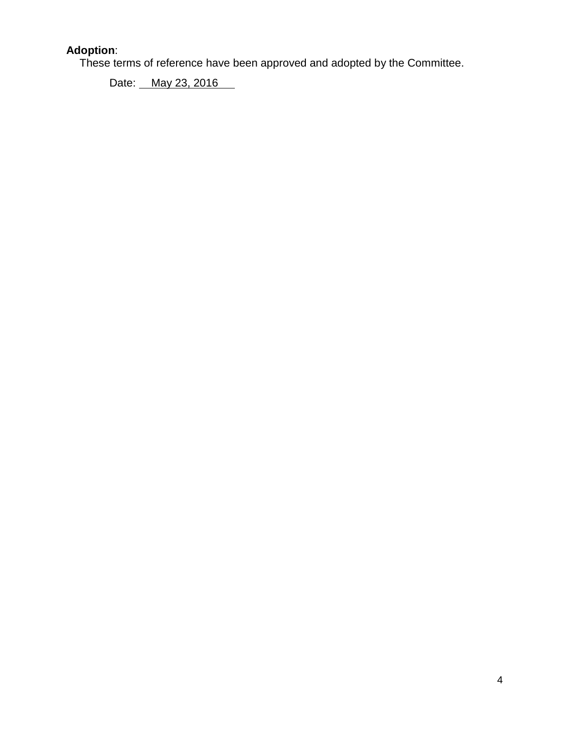**Adoption**:

These terms of reference have been approved and adopted by the Committee.

Date: May 23, 2016